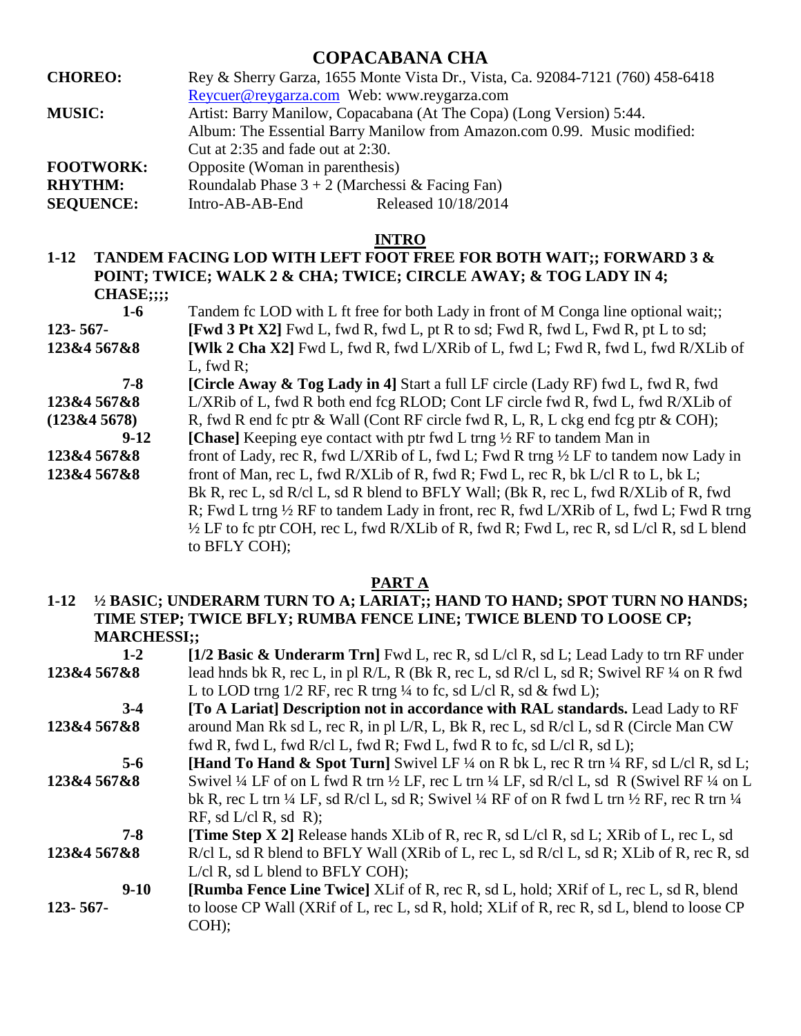# COPACABANA CHA

| | |
|---|---|
| **CHOREO:** | Rey & Sherry Garza, 1655 Monte Vista Dr., Vista, Ca. 92084-7121 (760) 458-6418 Reycuer@reygarza.com Web: www.reygarza.com |
| **MUSIC:** | Artist: Barry Manilow, Copacabana (At The Copa) (Long Version) 5:44. Album: The Essential Barry Manilow from Amazon.com 0.99. Music modified: Cut at 2:35 and fade out at 2:30. |
| **FOOTWORK:** | Opposite (Woman in parenthesis) |
| **RHYTHM:** | Roundalab Phase 3 + 2 (Marchessi & Facing Fan) |
| **SEQUENCE:** | Intro-AB-AB-End Released 10/18/2014 |

## INTRO

**1-12 TANDEM FACING LOD WITH LEFT FOOT FREE FOR BOTH WAIT;; FORWARD 3 & POINT; TWICE; WALK 2 & CHA; TWICE; CIRCLE AWAY; & TOG LADY IN 4; CHASE;;;;**

**1-6** Tandem fc LOD with L ft free for both Lady in front of M Conga line optional wait;;

**123- 567-** **[Fwd 3 Pt X2]** Fwd L, fwd R, fwd L, pt R to sd; Fwd R, fwd L, Fwd R, pt L to sd;

**123&4 567&8** **[Wlk 2 Cha X2]** Fwd L, fwd R, fwd L/XRib of L, fwd L; Fwd R, fwd L, fwd R/XLib of L, fwd R;

**7-8**
**123&4 567&8**
**(123&4 5678)**
**[Circle Away & Tog Lady in 4]** Start a full LF circle (Lady RF) fwd L, fwd R, fwd L/XRib of L, fwd R both end fcg RLOD; Cont LF circle fwd R, fwd L, fwd R/XLib of R, fwd R end fc ptr & Wall (Cont RF circle fwd R, L, R, L ckg end fcg ptr & COH);

**9-12**
**123&4 567&8**
**123&4 567&8**
**[Chase]** Keeping eye contact with ptr fwd L trng ½ RF to tandem Man in front of Lady, rec R, fwd L/XRib of L, fwd L; Fwd R trng ½ LF to tandem now Lady in front of Man, rec L, fwd R/XLib of R, fwd R; Fwd L, rec R, bk L/cl R to L, bk L; Bk R, rec L, sd R/cl L, sd R blend to BFLY Wall; (Bk R, rec L, fwd R/XLib of R, fwd R; Fwd L trng ½ RF to tandem Lady in front, rec R, fwd L/XRib of L, fwd L; Fwd R trng ½ LF to fc ptr COH, rec L, fwd R/XLib of R, fwd R; Fwd L, rec R, sd L/cl R, sd L blend to BFLY COH);

## PART A

**1-12 ½ BASIC; UNDERARM TURN TO A; LARIAT;; HAND TO HAND; SPOT TURN NO HANDS; TIME STEP; TWICE BFLY; RUMBA FENCE LINE; TWICE BLEND TO LOOSE CP; MARCHESSI;;**

**1-2**
**123&4 567&8**
**[1/2 Basic & Underarm Trn]** Fwd L, rec R, sd L/cl R, sd L; Lead Lady to trn RF under lead hnds bk R, rec L, in pl R/L, R (Bk R, rec L, sd R/cl L, sd R; Swivel RF ¼ on R fwd L to LOD trng 1/2 RF, rec R trng ¼ to fc, sd L/cl R, sd & fwd L);

**3-4**
**123&4 567&8**
**[To A Lariat] Description not in accordance with RAL standards.** Lead Lady to RF around Man Rk sd L, rec R, in pl L/R, L, Bk R, rec L, sd R/cl L, sd R (Circle Man CW fwd R, fwd L, fwd R/cl L, fwd R; Fwd L, fwd R to fc, sd L/cl R, sd L);

**5-6**
**123&4 567&8**
**[Hand To Hand & Spot Turn]** Swivel LF ¼ on R bk L, rec R trn ¼ RF, sd L/cl R, sd L; Swivel ¼ LF of on L fwd R trn ½ LF, rec L trn ¼ LF, sd R/cl L, sd R (Swivel RF ¼ on L bk R, rec L trn ¼ LF, sd R/cl L, sd R; Swivel ¼ RF of on R fwd L trn ½ RF, rec R trn ¼ RF, sd L/cl R, sd R);

**7-8**
**123&4 567&8**
**[Time Step X 2]** Release hands XLib of R, rec R, sd L/cl R, sd L; XRib of L, rec L, sd R/cl L, sd R blend to BFLY Wall (XRib of L, rec L, sd R/cl L, sd R; XLib of R, rec R, sd L/cl R, sd L blend to BFLY COH);

**9-10**
**123- 567-**
**[Rumba Fence Line Twice]** XLif of R, rec R, sd L, hold; XRif of L, rec L, sd R, blend to loose CP Wall (XRif of L, rec L, sd R, hold; XLif of R, rec R, sd L, blend to loose CP COH);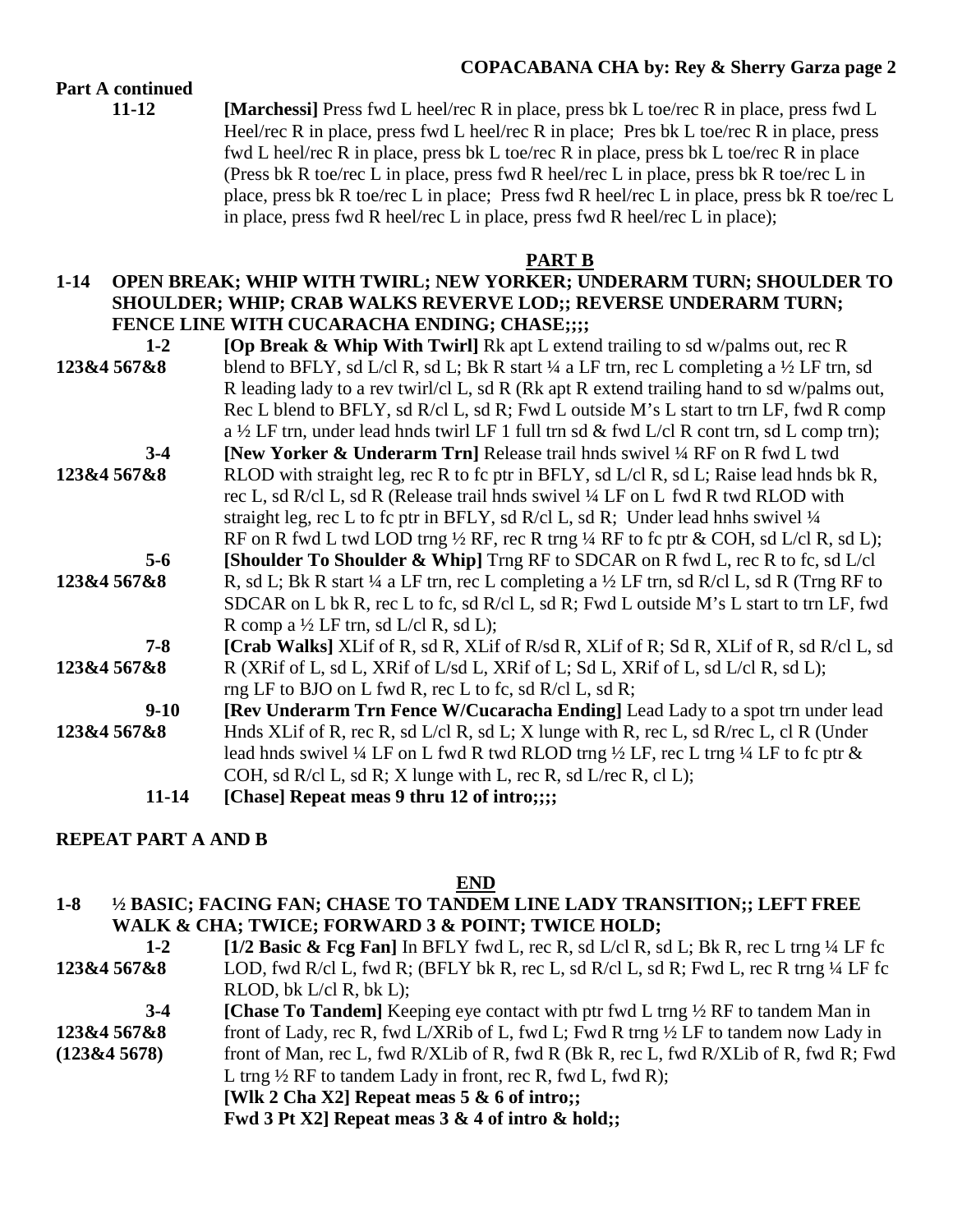**Part A continued**

**11-12** **[Marchessi]** Press fwd L heel/rec R in place, press bk L toe/rec R in place, press fwd L Heel/rec R in place, press fwd L heel/rec R in place; Pres bk L toe/rec R in place, press fwd L heel/rec R in place, press bk L toe/rec R in place, press bk L toe/rec R in place (Press bk R toe/rec L in place, press fwd R heel/rec L in place, press bk R toe/rec L in place, press bk R toe/rec L in place; Press fwd R heel/rec L in place, press bk R toe/rec L in place, press fwd R heel/rec L in place, press fwd R heel/rec L in place);

## PART B

**1-14 OPEN BREAK; WHIP WITH TWIRL; NEW YORKER; UNDERARM TURN; SHOULDER TO SHOULDER; WHIP; CRAB WALKS REVERVE LOD;; REVERSE UNDERARM TURN; FENCE LINE WITH CUCARACHA ENDING; CHASE;;;;**

**1-2**
**123&4 567&8** **[Op Break & Whip With Twirl]** Rk apt L extend trailing to sd w/palms out, rec R blend to BFLY, sd L/cl R, sd L; Bk R start ¼ a LF trn, rec L completing a ½ LF trn, sd R leading lady to a rev twirl/cl L, sd R (Rk apt R extend trailing hand to sd w/palms out, Rec L blend to BFLY, sd R/cl L, sd R; Fwd L outside M's L start to trn LF, fwd R comp a ½ LF trn, under lead hnds twirl LF 1 full trn sd & fwd L/cl R cont trn, sd L comp trn);

**3-4**
**123&4 567&8** **[New Yorker & Underarm Trn]** Release trail hnds swivel ¼ RF on R fwd L twd RLOD with straight leg, rec R to fc ptr in BFLY, sd L/cl R, sd L; Raise lead hnds bk R, rec L, sd R/cl L, sd R (Release trail hnds swivel ¼ LF on L fwd R twd RLOD with straight leg, rec L to fc ptr in BFLY, sd R/cl L, sd R; Under lead hnhs swivel ¼ RF on R fwd L twd LOD trng ½ RF, rec R trng ¼ RF to fc ptr & COH, sd L/cl R, sd L);

**5-6**
**123&4 567&8** **[Shoulder To Shoulder & Whip]** Trng RF to SDCAR on R fwd L, rec R to fc, sd L/cl R, sd L; Bk R start ¼ a LF trn, rec L completing a ½ LF trn, sd R/cl L, sd R (Trng RF to SDCAR on L bk R, rec L to fc, sd R/cl L, sd R; Fwd L outside M's L start to trn LF, fwd R comp a ½ LF trn, sd L/cl R, sd L);

**7-8**
**123&4 567&8** **[Crab Walks]** XLif of R, sd R, XLif of R/sd R, XLif of R; Sd R, XLif of R, sd R/cl L, sd R (XRif of L, sd L, XRif of L/sd L, XRif of L; Sd L, XRif of L, sd L/cl R, sd L); rng LF to BJO on L fwd R, rec L to fc, sd R/cl L, sd R;

**9-10**
**123&4 567&8** **[Rev Underarm Trn Fence W/Cucaracha Ending]** Lead Lady to a spot trn under lead Hnds XLif of R, rec R, sd L/cl R, sd L; X lunge with R, rec L, sd R/rec L, cl R (Under lead hnds swivel ¼ LF on L fwd R twd RLOD trng ½ LF, rec L trng ¼ LF to fc ptr & COH, sd R/cl L, sd R; X lunge with L, rec R, sd L/rec R, cl L);

**11-14** **[Chase] Repeat meas 9 thru 12 of intro;;;;**

**REPEAT PART A AND B**

## END

**1-8 ½ BASIC; FACING FAN; CHASE TO TANDEM LINE LADY TRANSITION;; LEFT FREE WALK & CHA; TWICE; FORWARD 3 & POINT; TWICE HOLD;**

**1-2**
**123&4 567&8** **[1/2 Basic & Fcg Fan]** In BFLY fwd L, rec R, sd L/cl R, sd L; Bk R, rec L trng ¼ LF fc LOD, fwd R/cl L, fwd R; (BFLY bk R, rec L, sd R/cl L, sd R; Fwd L, rec R trng ¼ LF fc RLOD, bk L/cl R, bk L);

**3-4**
**123&4 567&8**
**(123&4 5678)** **[Chase To Tandem]** Keeping eye contact with ptr fwd L trng ½ RF to tandem Man in front of Lady, rec R, fwd L/XRib of L, fwd L; Fwd R trng ½ LF to tandem now Lady in front of Man, rec L, fwd R/XLib of R, fwd R (Bk R, rec L, fwd R/XLib of R, fwd R; Fwd L trng ½ RF to tandem Lady in front, rec R, fwd L, fwd R);

**[Wlk 2 Cha X2] Repeat meas 5 & 6 of intro;;**

**Fwd 3 Pt X2] Repeat meas 3 & 4 of intro & hold;;**